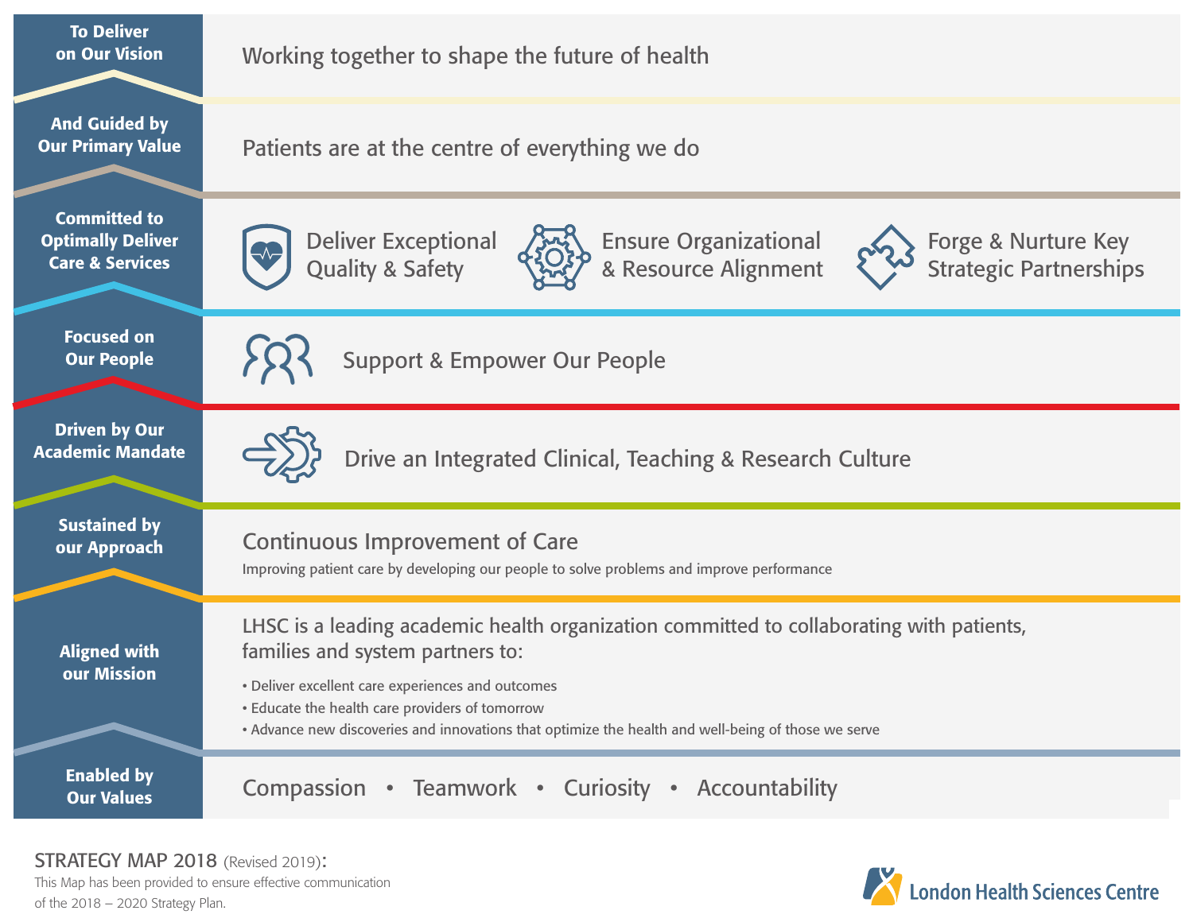| | |
|---|---|
| **To Deliver on Our Vision** | Working together to shape the future of health |
| **And Guided by Our Primary Value** | Patients are at the centre of everything we do |
| **Committed to Optimally Deliver Care & Services** | Deliver Exceptional Quality & Safety; Ensure Organizational & Resource Alignment; Forge & Nurture Key Strategic Partnerships |
| **Focused on Our People** | Support & Empower Our People |
| **Driven by Our Academic Mandate** | Drive an Integrated Clinical, Teaching & Research Culture |
| **Sustained by our Approach** | Continuous Improvement of Care<br>Improving patient care by developing our people to solve problems and improve performance |
| **Aligned with our Mission** | LHSC is a leading academic health organization committed to collaborating with patients, families and system partners to:<br>• Deliver excellent care experiences and outcomes<br>• Educate the health care providers of tomorrow<br>• Advance new discoveries and innovations that optimize the health and well-being of those we serve |
| **Enabled by Our Values** | Compassion • Teamwork • Curiosity • Accountability |

STRATEGY MAP 2018 (Revised 2019):

This Map has been provided to ensure effective communication of the 2018 – 2020 Strategy Plan.

London Health Sciences Centre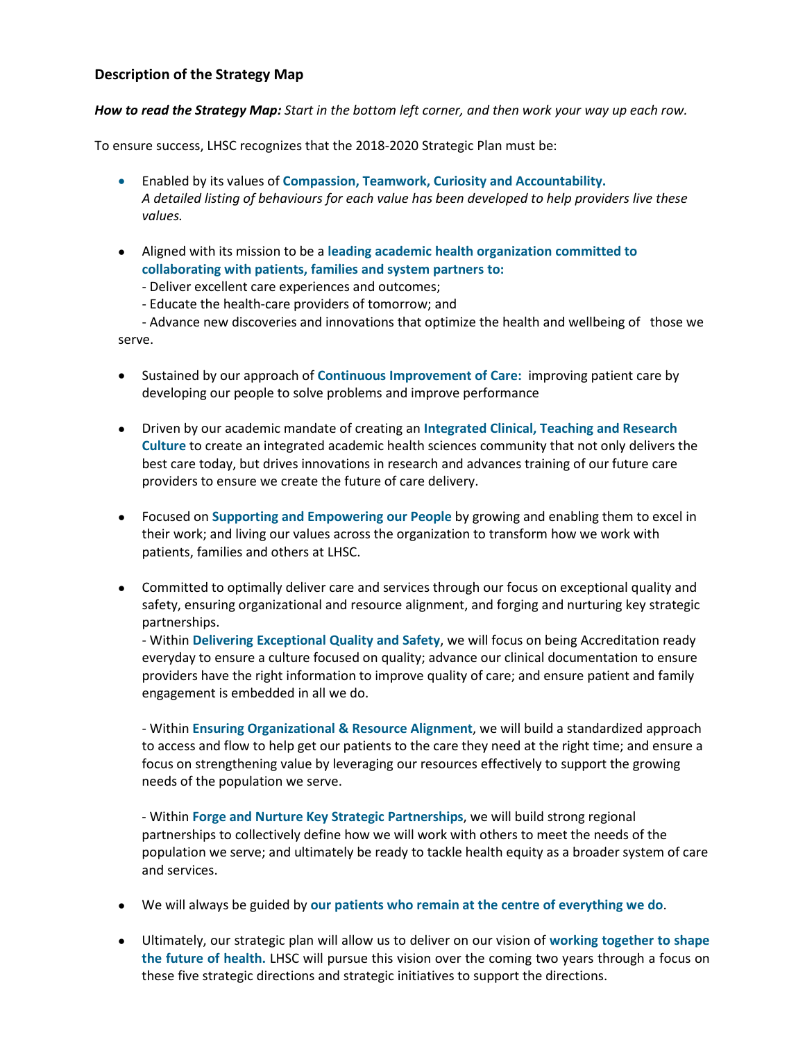### Description of the Strategy Map

***How to read the Strategy Map:*** *Start in the bottom left corner, and then work your way up each row.*

To ensure success, LHSC recognizes that the 2018-2020 Strategic Plan must be:

- Enabled by its values of **Compassion, Teamwork, Curiosity and Accountability.**
  *A detailed listing of behaviours for each value has been developed to help providers live these values.*

- Aligned with its mission to be a **leading academic health organization committed to collaborating with patients, families and system partners to:**
  - Deliver excellent care experiences and outcomes;
  - Educate the health-care providers of tomorrow; and
  - Advance new discoveries and innovations that optimize the health and wellbeing of those we serve.

- Sustained by our approach of **Continuous Improvement of Care:** improving patient care by developing our people to solve problems and improve performance

- Driven by our academic mandate of creating an **Integrated Clinical, Teaching and Research Culture** to create an integrated academic health sciences community that not only delivers the best care today, but drives innovations in research and advances training of our future care providers to ensure we create the future of care delivery.

- Focused on **Supporting and Empowering our People** by growing and enabling them to excel in their work; and living our values across the organization to transform how we work with patients, families and others at LHSC.

- Committed to optimally deliver care and services through our focus on exceptional quality and safety, ensuring organizational and resource alignment, and forging and nurturing key strategic partnerships.
  - Within **Delivering Exceptional Quality and Safety**, we will focus on being Accreditation ready everyday to ensure a culture focused on quality; advance our clinical documentation to ensure providers have the right information to improve quality of care; and ensure patient and family engagement is embedded in all we do.

  - Within **Ensuring Organizational & Resource Alignment**, we will build a standardized approach to access and flow to help get our patients to the care they need at the right time; and ensure a focus on strengthening value by leveraging our resources effectively to support the growing needs of the population we serve.

  - Within **Forge and Nurture Key Strategic Partnerships**, we will build strong regional partnerships to collectively define how we will work with others to meet the needs of the population we serve; and ultimately be ready to tackle health equity as a broader system of care and services.

- We will always be guided by **our patients who remain at the centre of everything we do**.

- Ultimately, our strategic plan will allow us to deliver on our vision of **working together to shape the future of health.** LHSC will pursue this vision over the coming two years through a focus on these five strategic directions and strategic initiatives to support the directions.